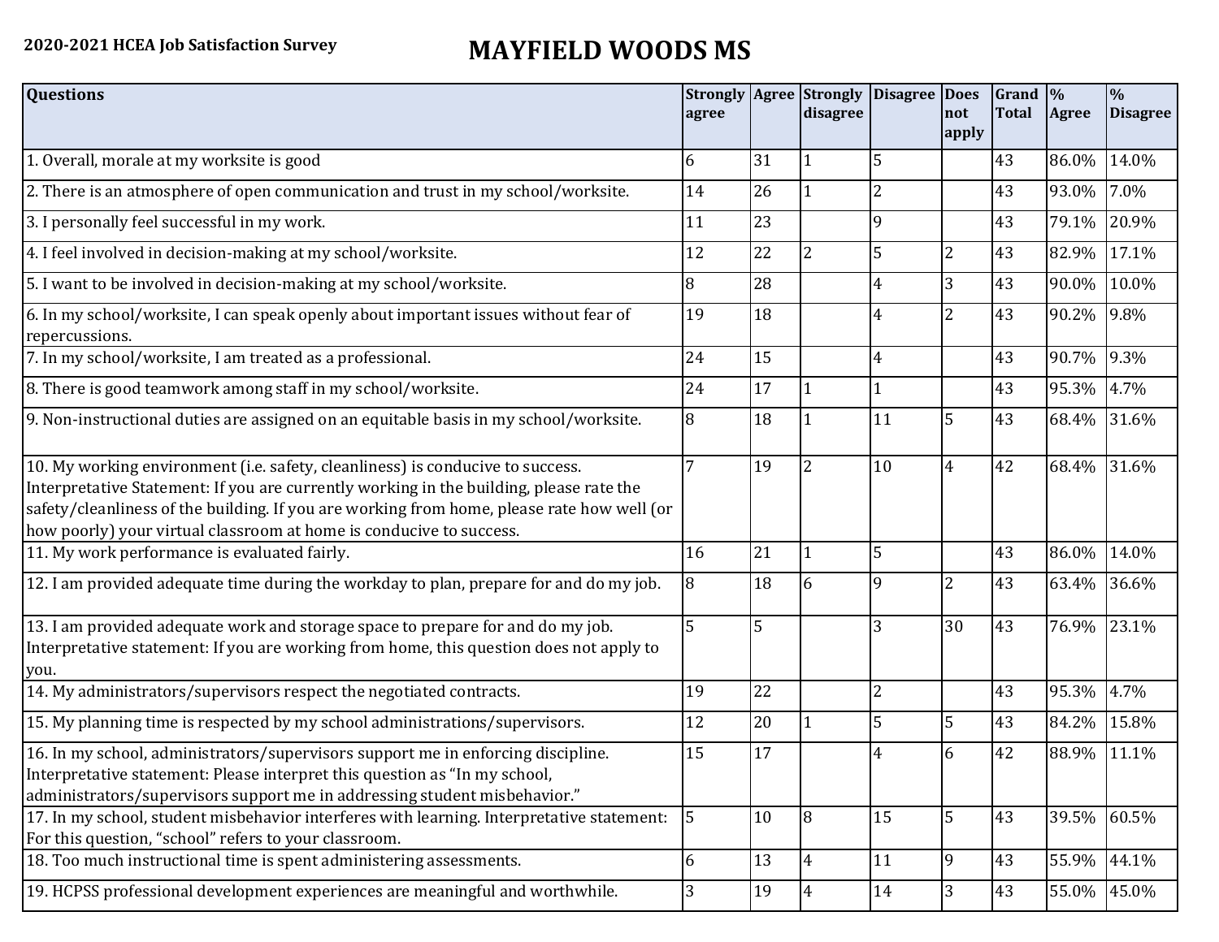2020-2021 HCEA Job Satisfaction Survey

# MAYFIELD WOODS MS

| Questions | Strongly agree | Agree | Strongly disagree | Disagree | Does not apply | Grand Total | % Agree | % Disagree |
|---|---|---|---|---|---|---|---|---|
| 1. Overall, morale at my worksite is good | 6 | 31 | 1 | 5 | | 43 | 86.0% | 14.0% |
| 2. There is an atmosphere of open communication and trust in my school/worksite. | 14 | 26 | 1 | 2 | | 43 | 93.0% | 7.0% |
| 3. I personally feel successful in my work. | 11 | 23 | | 9 | | 43 | 79.1% | 20.9% |
| 4. I feel involved in decision-making at my school/worksite. | 12 | 22 | 2 | 5 | 2 | 43 | 82.9% | 17.1% |
| 5. I want to be involved in decision-making at my school/worksite. | 8 | 28 | | 4 | 3 | 43 | 90.0% | 10.0% |
| 6. In my school/worksite, I can speak openly about important issues without fear of repercussions. | 19 | 18 | | 4 | 2 | 43 | 90.2% | 9.8% |
| 7. In my school/worksite, I am treated as a professional. | 24 | 15 | | 4 | | 43 | 90.7% | 9.3% |
| 8. There is good teamwork among staff in my school/worksite. | 24 | 17 | 1 | 1 | | 43 | 95.3% | 4.7% |
| 9. Non-instructional duties are assigned on an equitable basis in my school/worksite. | 8 | 18 | 1 | 11 | 5 | 43 | 68.4% | 31.6% |
| 10. My working environment (i.e. safety, cleanliness) is conducive to success. Interpretative Statement: If you are currently working in the building, please rate the safety/cleanliness of the building. If you are working from home, please rate how well (or how poorly) your virtual classroom at home is conducive to success. | 7 | 19 | 2 | 10 | 4 | 42 | 68.4% | 31.6% |
| 11. My work performance is evaluated fairly. | 16 | 21 | 1 | 5 | | 43 | 86.0% | 14.0% |
| 12. I am provided adequate time during the workday to plan, prepare for and do my job. | 8 | 18 | 6 | 9 | 2 | 43 | 63.4% | 36.6% |
| 13. I am provided adequate work and storage space to prepare for and do my job. Interpretative statement: If you are working from home, this question does not apply to you. | 5 | 5 | | 3 | 30 | 43 | 76.9% | 23.1% |
| 14. My administrators/supervisors respect the negotiated contracts. | 19 | 22 | | 2 | | 43 | 95.3% | 4.7% |
| 15. My planning time is respected by my school administrations/supervisors. | 12 | 20 | 1 | 5 | 5 | 43 | 84.2% | 15.8% |
| 16. In my school, administrators/supervisors support me in enforcing discipline. Interpretative statement: Please interpret this question as "In my school, administrators/supervisors support me in addressing student misbehavior." | 15 | 17 | | 4 | 6 | 42 | 88.9% | 11.1% |
| 17. In my school, student misbehavior interferes with learning. Interpretative statement: For this question, "school" refers to your classroom. | 5 | 10 | 8 | 15 | 5 | 43 | 39.5% | 60.5% |
| 18. Too much instructional time is spent administering assessments. | 6 | 13 | 4 | 11 | 9 | 43 | 55.9% | 44.1% |
| 19. HCPSS professional development experiences are meaningful and worthwhile. | 3 | 19 | 4 | 14 | 3 | 43 | 55.0% | 45.0% |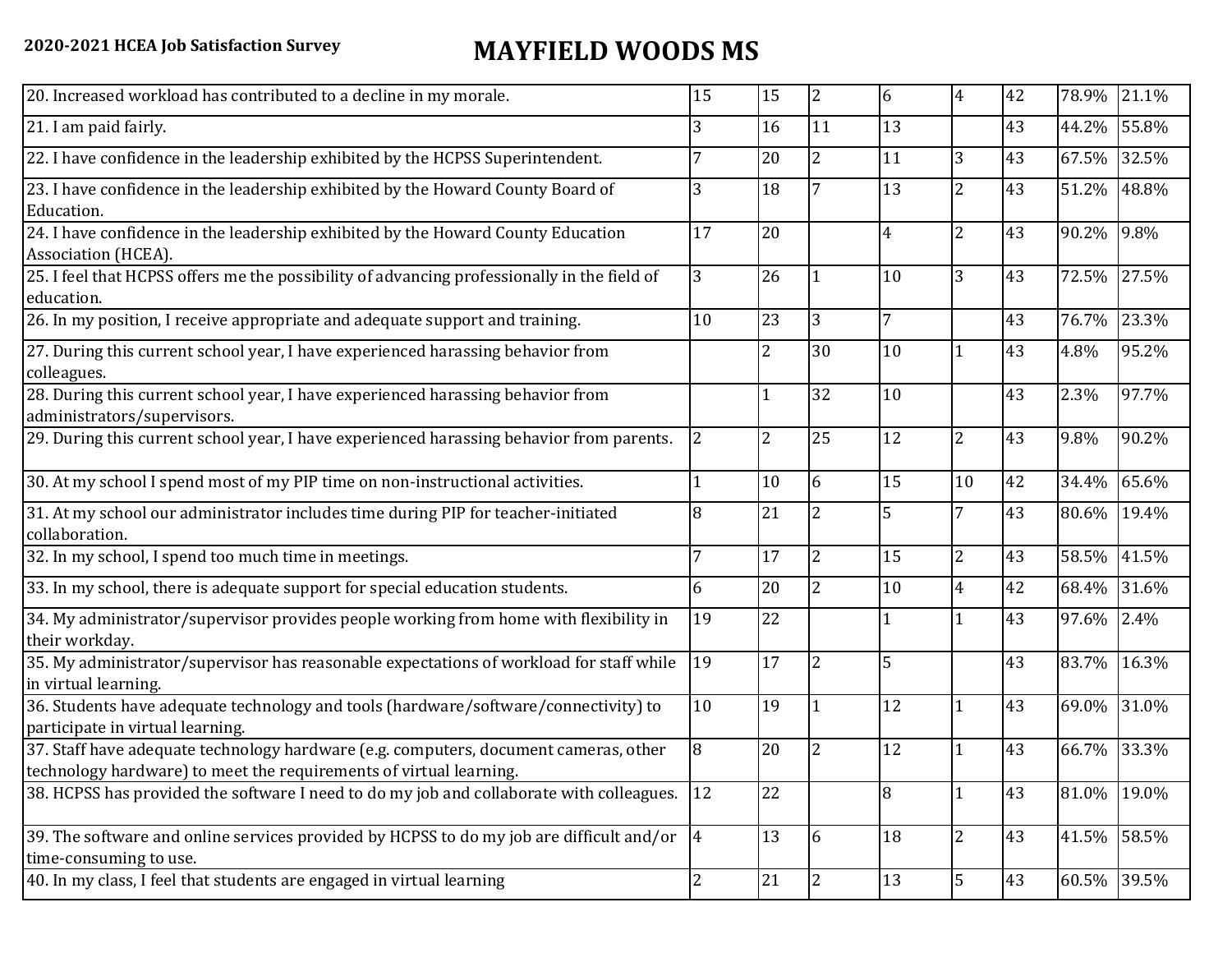**2020-2021 HCEA Job Satisfaction Survey**

# MAYFIELD WOODS MS

| | | | | | | | | |
|---|---|---|---|---|---|---|---|---|
| 20. Increased workload has contributed to a decline in my morale. | 15 | 15 | 2 | 6 | 4 | 42 | 78.9% | 21.1% |
| 21. I am paid fairly. | 3 | 16 | 11 | 13 | | 43 | 44.2% | 55.8% |
| 22. I have confidence in the leadership exhibited by the HCPSS Superintendent. | 7 | 20 | 2 | 11 | 3 | 43 | 67.5% | 32.5% |
| 23. I have confidence in the leadership exhibited by the Howard County Board of Education. | 3 | 18 | 7 | 13 | 2 | 43 | 51.2% | 48.8% |
| 24. I have confidence in the leadership exhibited by the Howard County Education Association (HCEA). | 17 | 20 | | 4 | 2 | 43 | 90.2% | 9.8% |
| 25. I feel that HCPSS offers me the possibility of advancing professionally in the field of education. | 3 | 26 | 1 | 10 | 3 | 43 | 72.5% | 27.5% |
| 26. In my position, I receive appropriate and adequate support and training. | 10 | 23 | 3 | 7 | | 43 | 76.7% | 23.3% |
| 27. During this current school year, I have experienced harassing behavior from colleagues. | | 2 | 30 | 10 | 1 | 43 | 4.8% | 95.2% |
| 28. During this current school year, I have experienced harassing behavior from administrators/supervisors. | | 1 | 32 | 10 | | 43 | 2.3% | 97.7% |
| 29. During this current school year, I have experienced harassing behavior from parents. | 2 | 2 | 25 | 12 | 2 | 43 | 9.8% | 90.2% |
| 30. At my school I spend most of my PIP time on non-instructional activities. | 1 | 10 | 6 | 15 | 10 | 42 | 34.4% | 65.6% |
| 31. At my school our administrator includes time during PIP for teacher-initiated collaboration. | 8 | 21 | 2 | 5 | 7 | 43 | 80.6% | 19.4% |
| 32. In my school, I spend too much time in meetings. | 7 | 17 | 2 | 15 | 2 | 43 | 58.5% | 41.5% |
| 33. In my school, there is adequate support for special education students. | 6 | 20 | 2 | 10 | 4 | 42 | 68.4% | 31.6% |
| 34. My administrator/supervisor provides people working from home with flexibility in their workday. | 19 | 22 | | 1 | 1 | 43 | 97.6% | 2.4% |
| 35. My administrator/supervisor has reasonable expectations of workload for staff while in virtual learning. | 19 | 17 | 2 | 5 | | 43 | 83.7% | 16.3% |
| 36. Students have adequate technology and tools (hardware/software/connectivity) to participate in virtual learning. | 10 | 19 | 1 | 12 | 1 | 43 | 69.0% | 31.0% |
| 37. Staff have adequate technology hardware (e.g. computers, document cameras, other technology hardware) to meet the requirements of virtual learning. | 8 | 20 | 2 | 12 | 1 | 43 | 66.7% | 33.3% |
| 38. HCPSS has provided the software I need to do my job and collaborate with colleagues. | 12 | 22 | | 8 | 1 | 43 | 81.0% | 19.0% |
| 39. The software and online services provided by HCPSS to do my job are difficult and/or time-consuming to use. | 4 | 13 | 6 | 18 | 2 | 43 | 41.5% | 58.5% |
| 40. In my class, I feel that students are engaged in virtual learning | 2 | 21 | 2 | 13 | 5 | 43 | 60.5% | 39.5% |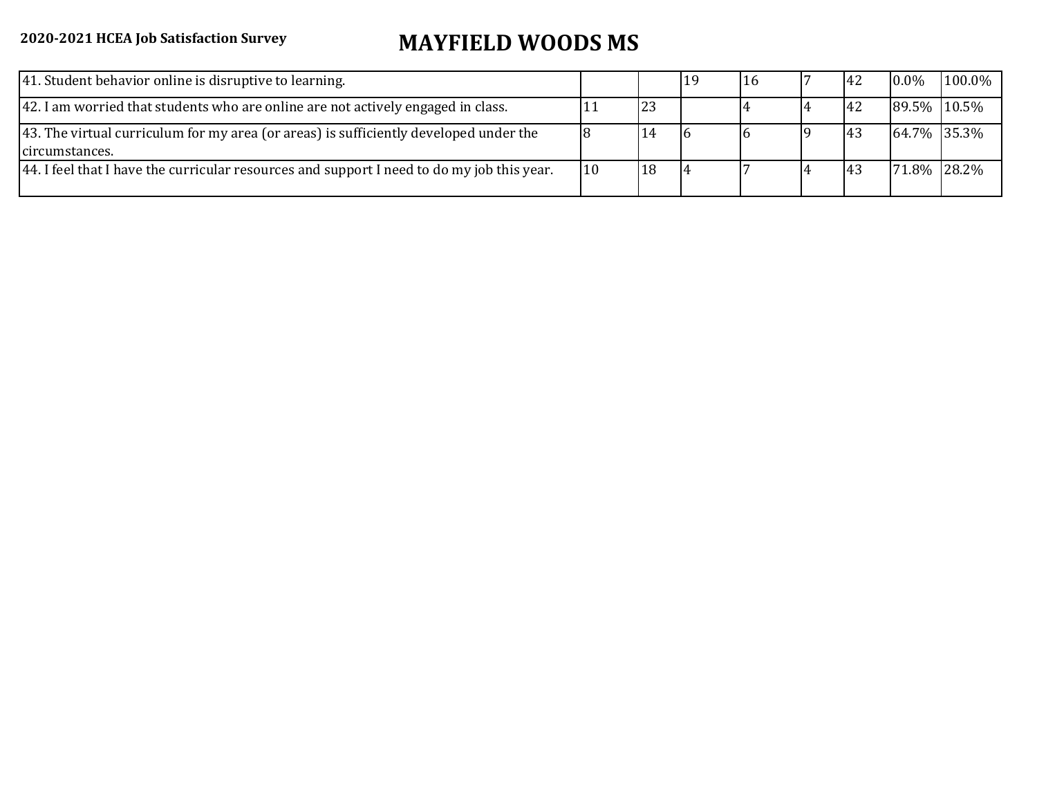**2020-2021 HCEA Job Satisfaction Survey**

# MAYFIELD WOODS MS

| | | | | | | | | |
|---|---|---|---|---|---|---|---|---|
| 41. Student behavior online is disruptive to learning. | | | 19 | 16 | 7 | 42 | 0.0% | 100.0% |
| 42. I am worried that students who are online are not actively engaged in class. | 11 | 23 | | 4 | 4 | 42 | 89.5% | 10.5% |
| 43. The virtual curriculum for my area (or areas) is sufficiently developed under the circumstances. | 8 | 14 | 6 | 6 | 9 | 43 | 64.7% | 35.3% |
| 44. I feel that I have the curricular resources and support I need to do my job this year. | 10 | 18 | 4 | 7 | 4 | 43 | 71.8% | 28.2% |